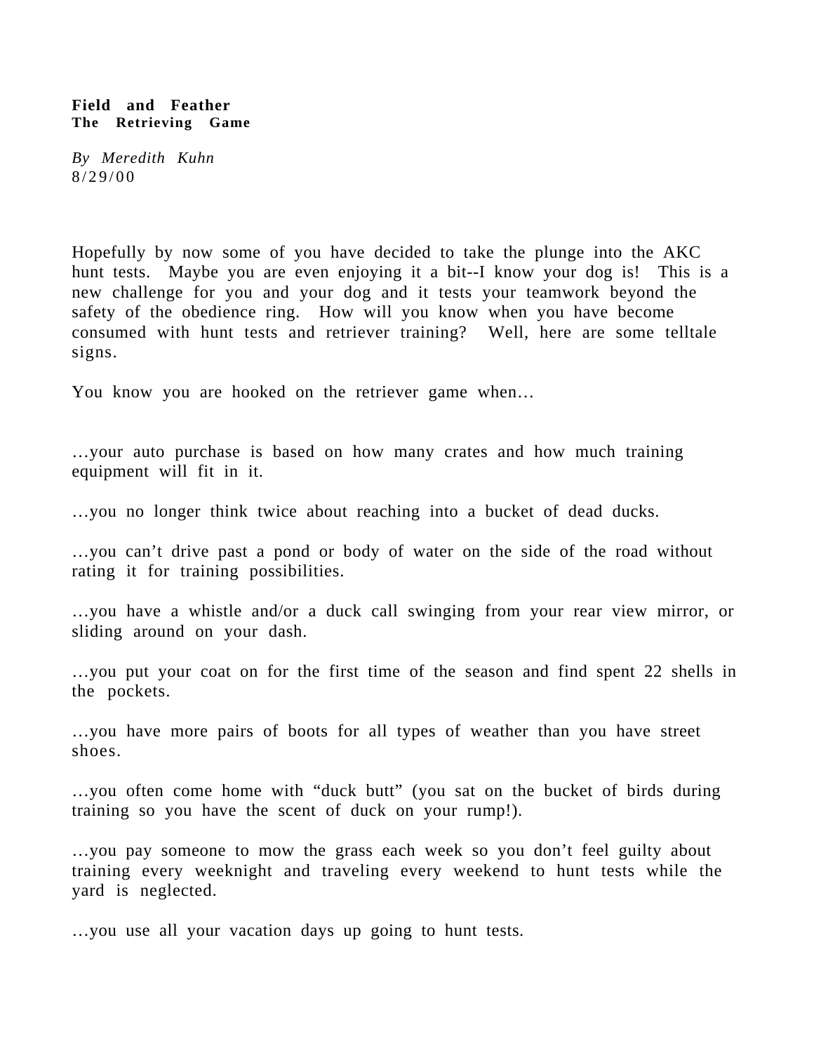**Field and Feather**
**The Retrieving Game**

*By Meredith Kuhn*
8/29/00

Hopefully by now some of you have decided to take the plunge into the AKC hunt tests. Maybe you are even enjoying it a bit--I know your dog is! This is a new challenge for you and your dog and it tests your teamwork beyond the safety of the obedience ring. How will you know when you have become consumed with hunt tests and retriever training? Well, here are some telltale signs.

You know you are hooked on the retriever game when…

…your auto purchase is based on how many crates and how much training equipment will fit in it.

…you no longer think twice about reaching into a bucket of dead ducks.

…you can't drive past a pond or body of water on the side of the road without rating it for training possibilities.

…you have a whistle and/or a duck call swinging from your rear view mirror, or sliding around on your dash.

…you put your coat on for the first time of the season and find spent 22 shells in the pockets.

…you have more pairs of boots for all types of weather than you have street shoes.

…you often come home with "duck butt" (you sat on the bucket of birds during training so you have the scent of duck on your rump!).

…you pay someone to mow the grass each week so you don't feel guilty about training every weeknight and traveling every weekend to hunt tests while the yard is neglected.

…you use all your vacation days up going to hunt tests.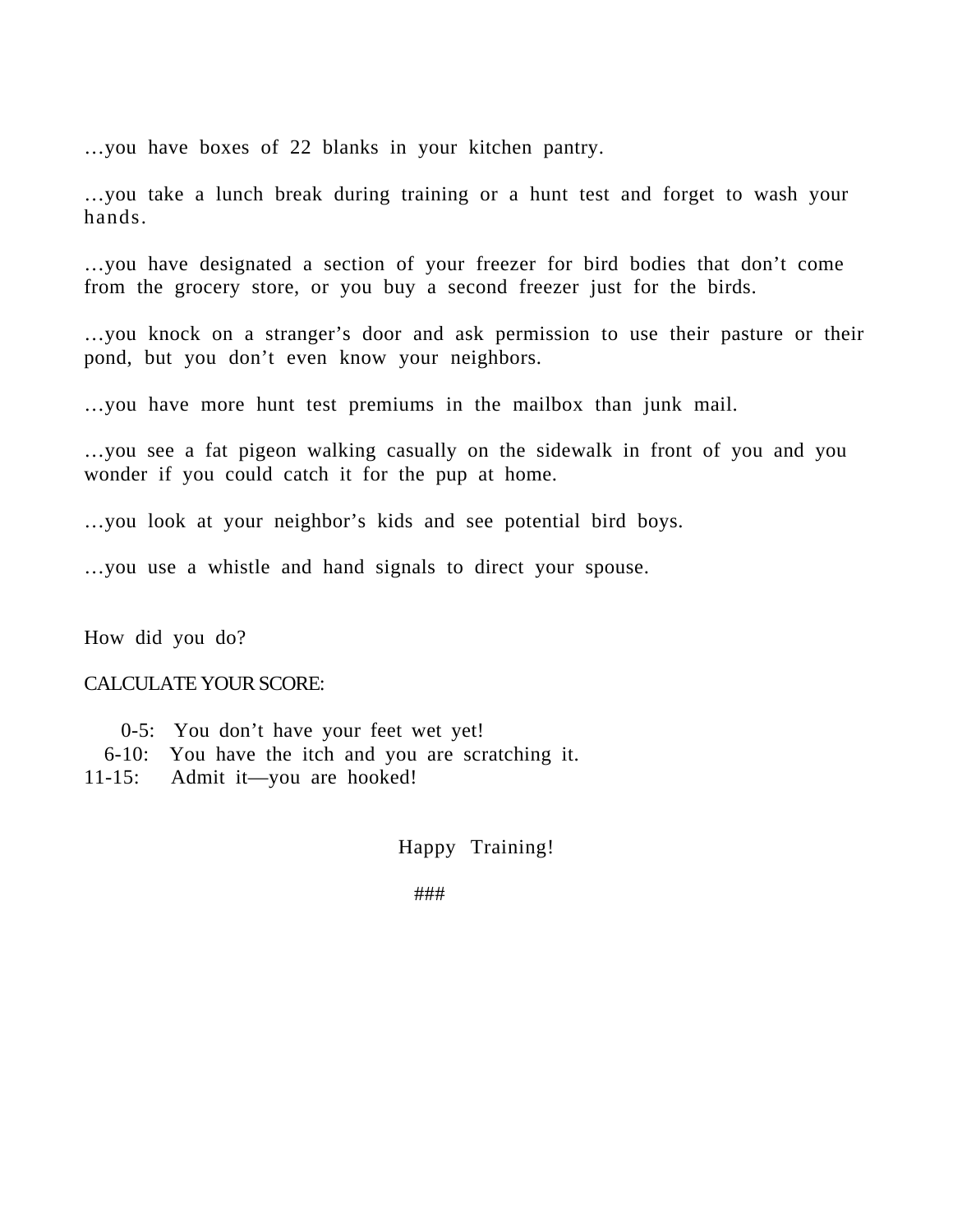…you have boxes of 22 blanks in your kitchen pantry.

…you take a lunch break during training or a hunt test and forget to wash your hands.

…you have designated a section of your freezer for bird bodies that don't come from the grocery store, or you buy a second freezer just for the birds.

…you knock on a stranger's door and ask permission to use their pasture or their pond, but you don't even know your neighbors.

…you have more hunt test premiums in the mailbox than junk mail.

…you see a fat pigeon walking casually on the sidewalk in front of you and you wonder if you could catch it for the pup at home.

…you look at your neighbor's kids and see potential bird boys.

…you use a whistle and hand signals to direct your spouse.

How did you do?

CALCULATE YOUR SCORE:

0-5: You don't have your feet wet yet!
6-10: You have the itch and you are scratching it.
11-15: Admit it—you are hooked!

Happy Training!

###